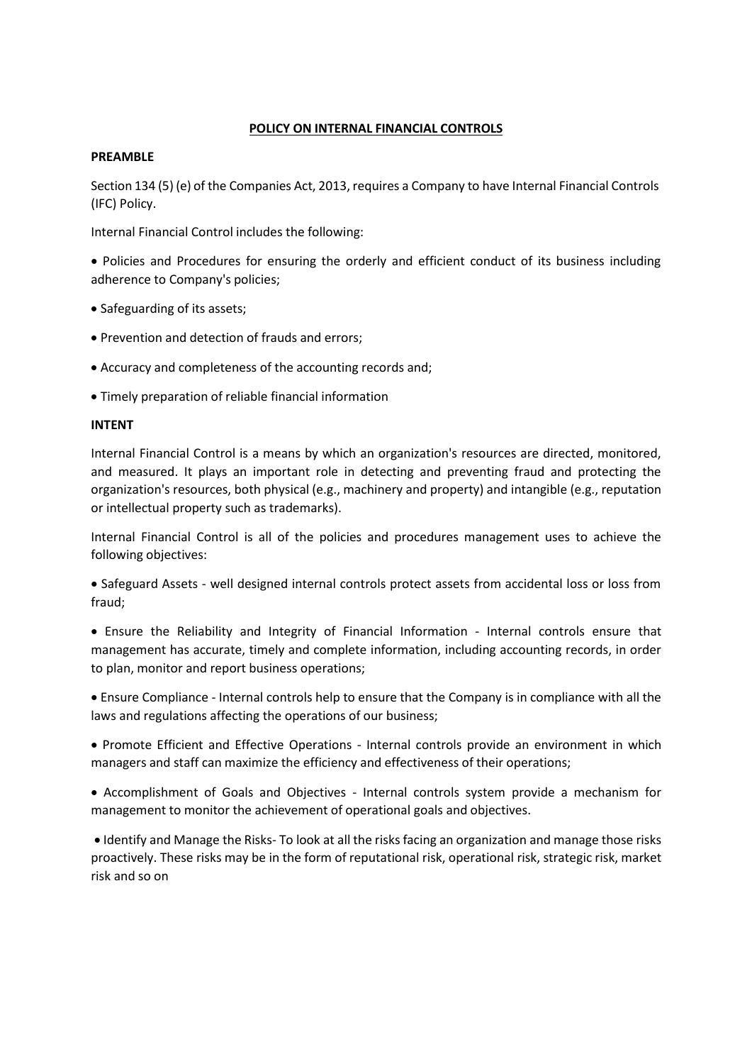# POLICY ON INTERNAL FINANCIAL CONTROLS

## PREAMBLE

Section 134 (5) (e) of the Companies Act, 2013, requires a Company to have Internal Financial Controls (IFC) Policy.

Internal Financial Control includes the following:

- Policies and Procedures for ensuring the orderly and efficient conduct of its business including adherence to Company's policies;
- Safeguarding of its assets;
- Prevention and detection of frauds and errors;
- Accuracy and completeness of the accounting records and;
- Timely preparation of reliable financial information

## INTENT

Internal Financial Control is a means by which an organization's resources are directed, monitored, and measured. It plays an important role in detecting and preventing fraud and protecting the organization's resources, both physical (e.g., machinery and property) and intangible (e.g., reputation or intellectual property such as trademarks).

Internal Financial Control is all of the policies and procedures management uses to achieve the following objectives:

- Safeguard Assets - well designed internal controls protect assets from accidental loss or loss from fraud;
- Ensure the Reliability and Integrity of Financial Information - Internal controls ensure that management has accurate, timely and complete information, including accounting records, in order to plan, monitor and report business operations;
- Ensure Compliance - Internal controls help to ensure that the Company is in compliance with all the laws and regulations affecting the operations of our business;
- Promote Efficient and Effective Operations - Internal controls provide an environment in which managers and staff can maximize the efficiency and effectiveness of their operations;
- Accomplishment of Goals and Objectives - Internal controls system provide a mechanism for management to monitor the achievement of operational goals and objectives.
- Identify and Manage the Risks- To look at all the risks facing an organization and manage those risks proactively. These risks may be in the form of reputational risk, operational risk, strategic risk, market risk and so on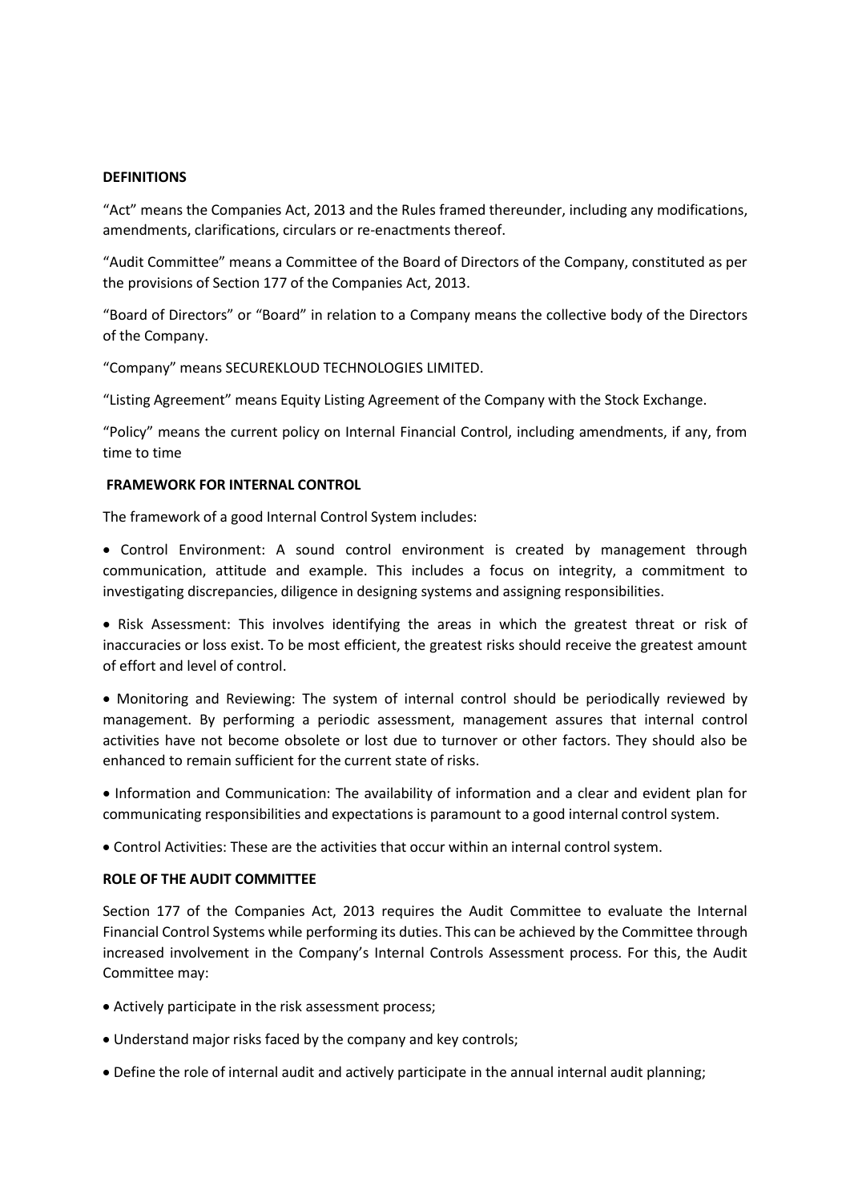**DEFINITIONS**

"Act" means the Companies Act, 2013 and the Rules framed thereunder, including any modifications, amendments, clarifications, circulars or re-enactments thereof.

"Audit Committee" means a Committee of the Board of Directors of the Company, constituted as per the provisions of Section 177 of the Companies Act, 2013.

"Board of Directors" or "Board" in relation to a Company means the collective body of the Directors of the Company.

"Company" means SECUREKLOUD TECHNOLOGIES LIMITED.

"Listing Agreement" means Equity Listing Agreement of the Company with the Stock Exchange.

"Policy" means the current policy on Internal Financial Control, including amendments, if any, from time to time

**FRAMEWORK FOR INTERNAL CONTROL**

The framework of a good Internal Control System includes:

- Control Environment: A sound control environment is created by management through communication, attitude and example. This includes a focus on integrity, a commitment to investigating discrepancies, diligence in designing systems and assigning responsibilities.
- Risk Assessment: This involves identifying the areas in which the greatest threat or risk of inaccuracies or loss exist. To be most efficient, the greatest risks should receive the greatest amount of effort and level of control.
- Monitoring and Reviewing: The system of internal control should be periodically reviewed by management. By performing a periodic assessment, management assures that internal control activities have not become obsolete or lost due to turnover or other factors. They should also be enhanced to remain sufficient for the current state of risks.
- Information and Communication: The availability of information and a clear and evident plan for communicating responsibilities and expectations is paramount to a good internal control system.
- Control Activities: These are the activities that occur within an internal control system.

**ROLE OF THE AUDIT COMMITTEE**

Section 177 of the Companies Act, 2013 requires the Audit Committee to evaluate the Internal Financial Control Systems while performing its duties. This can be achieved by the Committee through increased involvement in the Company's Internal Controls Assessment process. For this, the Audit Committee may:

- Actively participate in the risk assessment process;
- Understand major risks faced by the company and key controls;
- Define the role of internal audit and actively participate in the annual internal audit planning;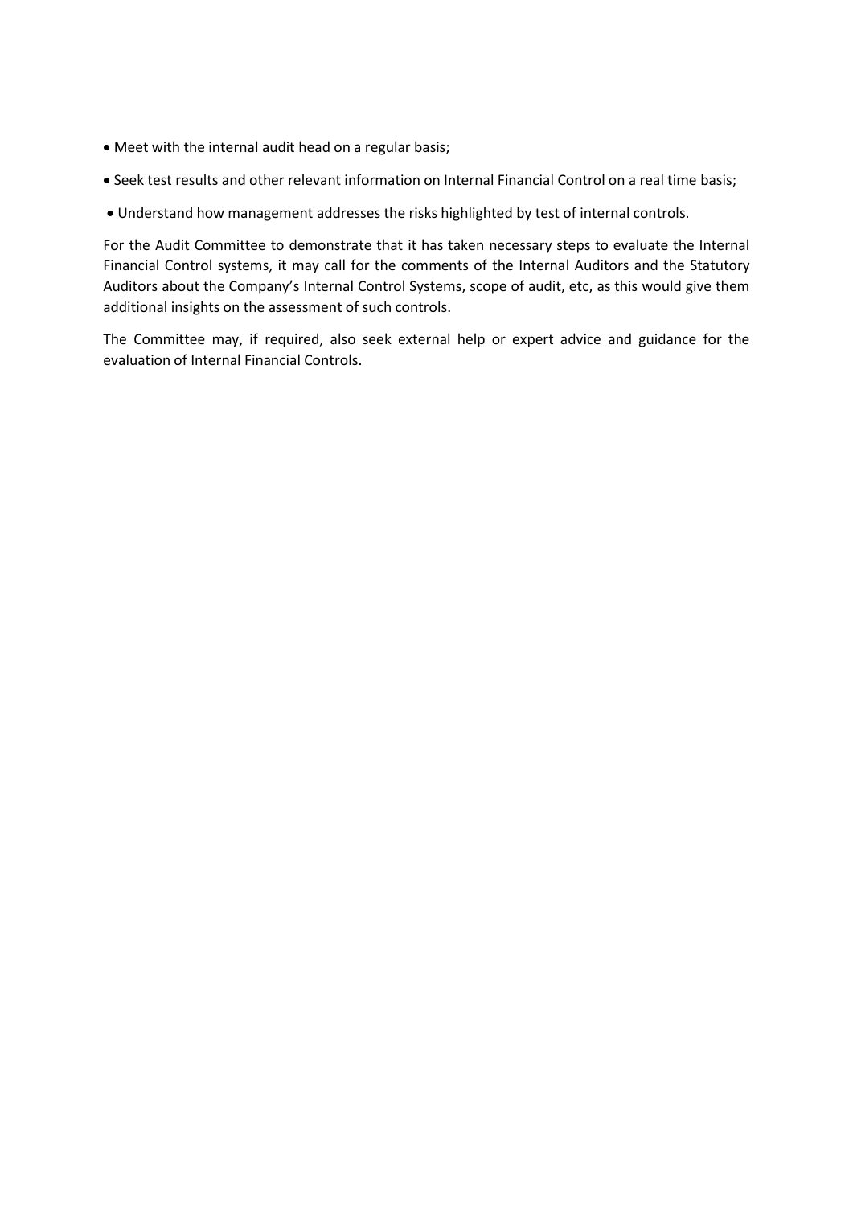- Meet with the internal audit head on a regular basis;
- Seek test results and other relevant information on Internal Financial Control on a real time basis;
- Understand how management addresses the risks highlighted by test of internal controls.

For the Audit Committee to demonstrate that it has taken necessary steps to evaluate the Internal Financial Control systems, it may call for the comments of the Internal Auditors and the Statutory Auditors about the Company's Internal Control Systems, scope of audit, etc, as this would give them additional insights on the assessment of such controls.

The Committee may, if required, also seek external help or expert advice and guidance for the evaluation of Internal Financial Controls.